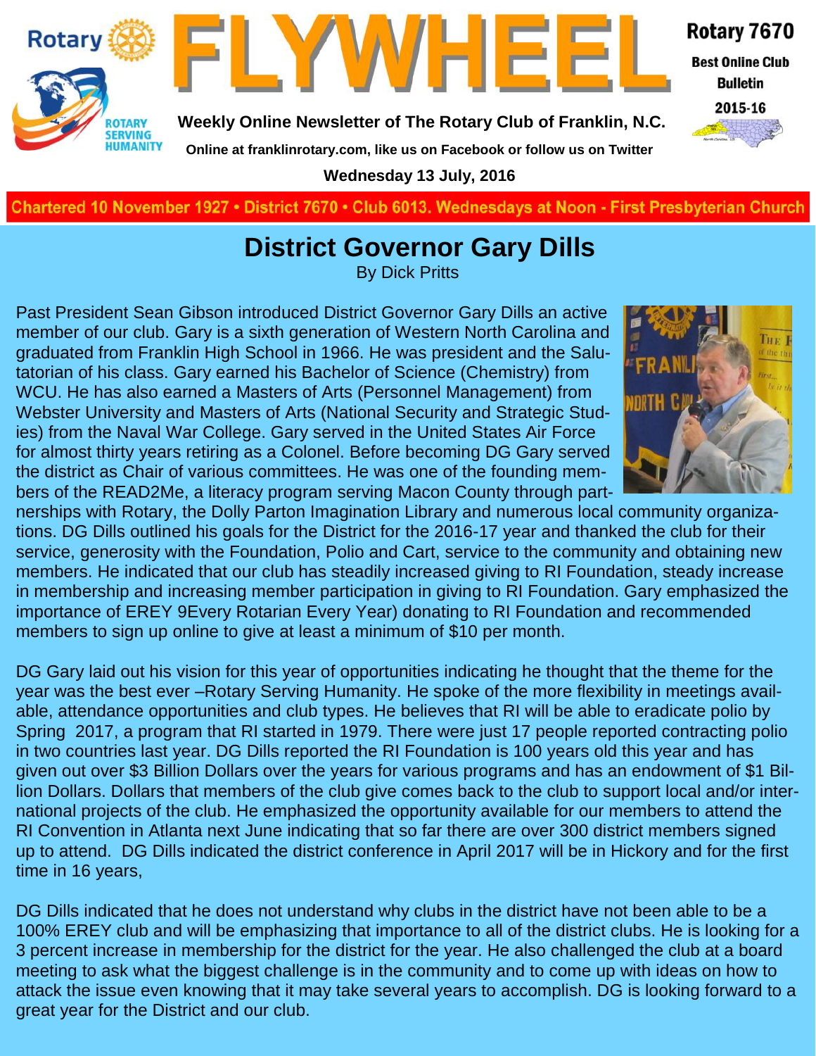# FLYWHEEL

**Rotary 7670**

**Best Online Club Bulletin 2015-16**

**Weekly Online Newsletter of The Rotary Club of Franklin, N.C.**

**Online at franklinrotary.com, like us on Facebook or follow us on Twitter**

**Wednesday 13 July, 2016**

**Chartered 10 November 1927 • District 7670 • Club 6013. Wednesdays at Noon - First Presbyterian Church**

## District Governor Gary Dills

By Dick Pritts

Past President Sean Gibson introduced District Governor Gary Dills an active member of our club. Gary is a sixth generation of Western North Carolina and graduated from Franklin High School in 1966. He was president and the Salutatorian of his class. Gary earned his Bachelor of Science (Chemistry) from WCU. He has also earned a Masters of Arts (Personnel Management) from Webster University and Masters of Arts (National Security and Strategic Studies) from the Naval War College. Gary served in the United States Air Force for almost thirty years retiring as a Colonel. Before becoming DG Gary served the district as Chair of various committees. He was one of the founding members of the READ2Me, a literacy program serving Macon County through partnerships with Rotary, the Dolly Parton Imagination Library and numerous local community organizations. DG Dills outlined his goals for the District for the 2016-17 year and thanked the club for their service, generosity with the Foundation, Polio and Cart, service to the community and obtaining new members. He indicated that our club has steadily increased giving to RI Foundation, steady increase in membership and increasing member participation in giving to RI Foundation. Gary emphasized the importance of EREY 9Every Rotarian Every Year) donating to RI Foundation and recommended members to sign up online to give at least a minimum of $10 per month.

DG Gary laid out his vision for this year of opportunities indicating he thought that the theme for the year was the best ever –Rotary Serving Humanity. He spoke of the more flexibility in meetings available, attendance opportunities and club types. He believes that RI will be able to eradicate polio by Spring 2017, a program that RI started in 1979. There were just 17 people reported contracting polio in two countries last year. DG Dills reported the RI Foundation is 100 years old this year and has given out over $3 Billion Dollars over the years for various programs and has an endowment of $1 Billion Dollars. Dollars that members of the club give comes back to the club to support local and/or international projects of the club. He emphasized the opportunity available for our members to attend the RI Convention in Atlanta next June indicating that so far there are over 300 district members signed up to attend. DG Dills indicated the district conference in April 2017 will be in Hickory and for the first time in 16 years,

DG Dills indicated that he does not understand why clubs in the district have not been able to be a 100% EREY club and will be emphasizing that importance to all of the district clubs. He is looking for a 3 percent increase in membership for the district for the year. He also challenged the club at a board meeting to ask what the biggest challenge is in the community and to come up with ideas on how to attack the issue even knowing that it may take several years to accomplish. DG is looking forward to a great year for the District and our club.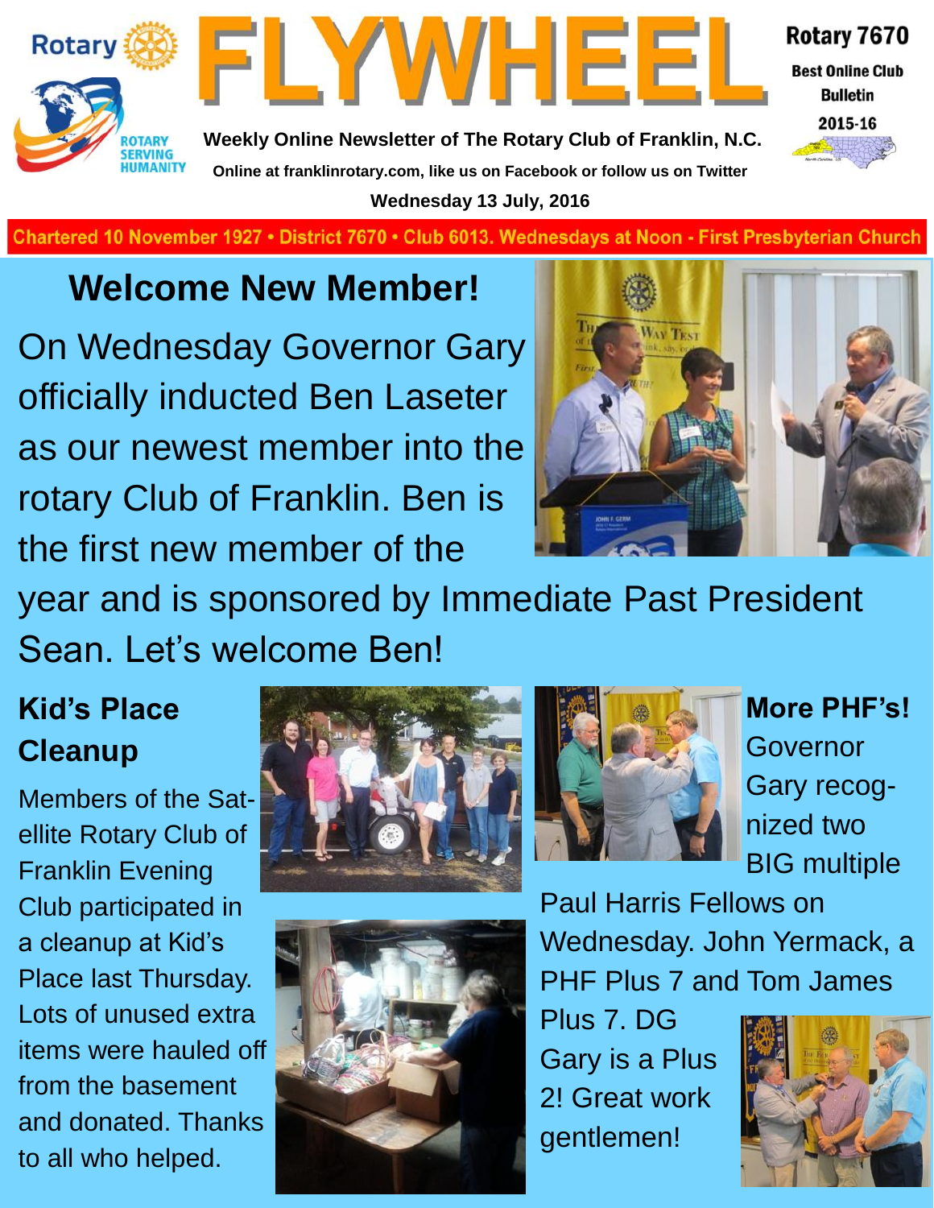Rotary

ROTARY SERVING HUMANITY

# FLYWHEEL

**Weekly Online Newsletter of The Rotary Club of Franklin, N.C.**

**Online at franklinrotary.com, like us on Facebook or follow us on Twitter**

**Wednesday 13 July, 2016**

**Rotary 7670**

**Best Online Club Bulletin**

**2015-16**

Chartered 10 November 1927 • District 7670 • Club 6013. Wednesdays at Noon - First Presbyterian Church

## Welcome New Member!

On Wednesday Governor Gary officially inducted Ben Laseter as our newest member into the rotary Club of Franklin. Ben is the first new member of the year and is sponsored by Immediate Past President Sean. Let's welcome Ben!

### Kid's Place Cleanup

Members of the Satellite Rotary Club of Franklin Evening Club participated in a cleanup at Kid's Place last Thursday. Lots of unused extra items were hauled off from the basement and donated. Thanks to all who helped.

### More PHF's!

Governor Gary recognized two BIG multiple Paul Harris Fellows on Wednesday. John Yermack, a PHF Plus 7 and Tom James Plus 7. DG Gary is a Plus 2! Great work gentlemen!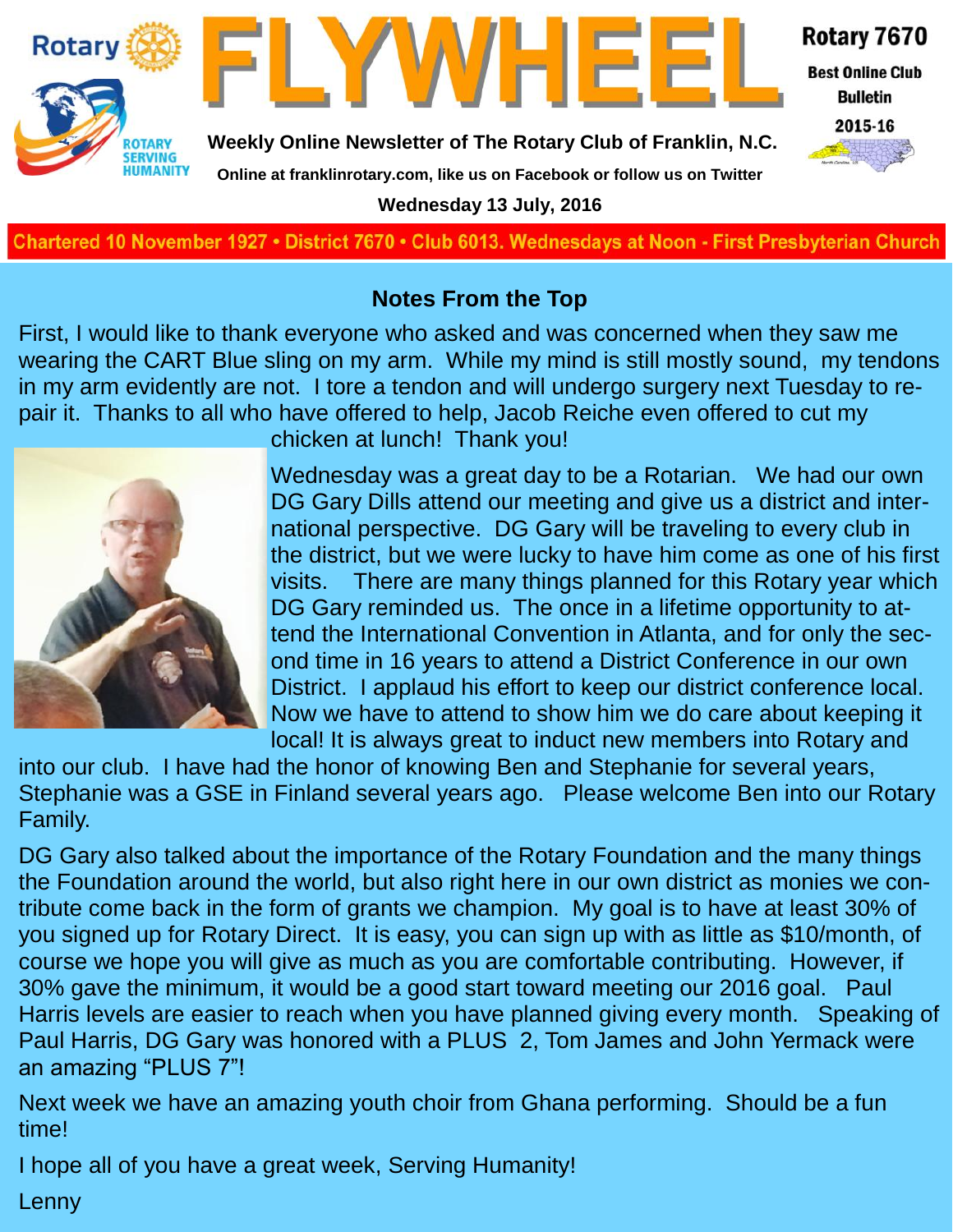# FLYWHEEL

**Rotary 7670**
**Best Online Club Bulletin**
**2015-16**

**Weekly Online Newsletter of The Rotary Club of Franklin, N.C.**

**Online at franklinrotary.com, like us on Facebook or follow us on Twitter**

**Wednesday 13 July, 2016**

Chartered 10 November 1927 • District 7670 • Club 6013. Wednesdays at Noon - First Presbyterian Church

## Notes From the Top

First, I would like to thank everyone who asked and was concerned when they saw me wearing the CART Blue sling on my arm. While my mind is still mostly sound, my tendons in my arm evidently are not. I tore a tendon and will undergo surgery next Tuesday to repair it. Thanks to all who have offered to help, Jacob Reiche even offered to cut my chicken at lunch! Thank you!

Wednesday was a great day to be a Rotarian. We had our own DG Gary Dills attend our meeting and give us a district and international perspective. DG Gary will be traveling to every club in the district, but we were lucky to have him come as one of his first visits. There are many things planned for this Rotary year which DG Gary reminded us. The once in a lifetime opportunity to attend the International Convention in Atlanta, and for only the second time in 16 years to attend a District Conference in our own District. I applaud his effort to keep our district conference local. Now we have to attend to show him we do care about keeping it local! It is always great to induct new members into Rotary and into our club. I have had the honor of knowing Ben and Stephanie for several years, Stephanie was a GSE in Finland several years ago. Please welcome Ben into our Rotary Family.

DG Gary also talked about the importance of the Rotary Foundation and the many things the Foundation around the world, but also right here in our own district as monies we contribute come back in the form of grants we champion. My goal is to have at least 30% of you signed up for Rotary Direct. It is easy, you can sign up with as little as $10/month, of course we hope you will give as much as you are comfortable contributing. However, if 30% gave the minimum, it would be a good start toward meeting our 2016 goal. Paul Harris levels are easier to reach when you have planned giving every month. Speaking of Paul Harris, DG Gary was honored with a PLUS 2, Tom James and John Yermack were an amazing "PLUS 7"!

Next week we have an amazing youth choir from Ghana performing. Should be a fun time!

I hope all of you have a great week, Serving Humanity!

Lenny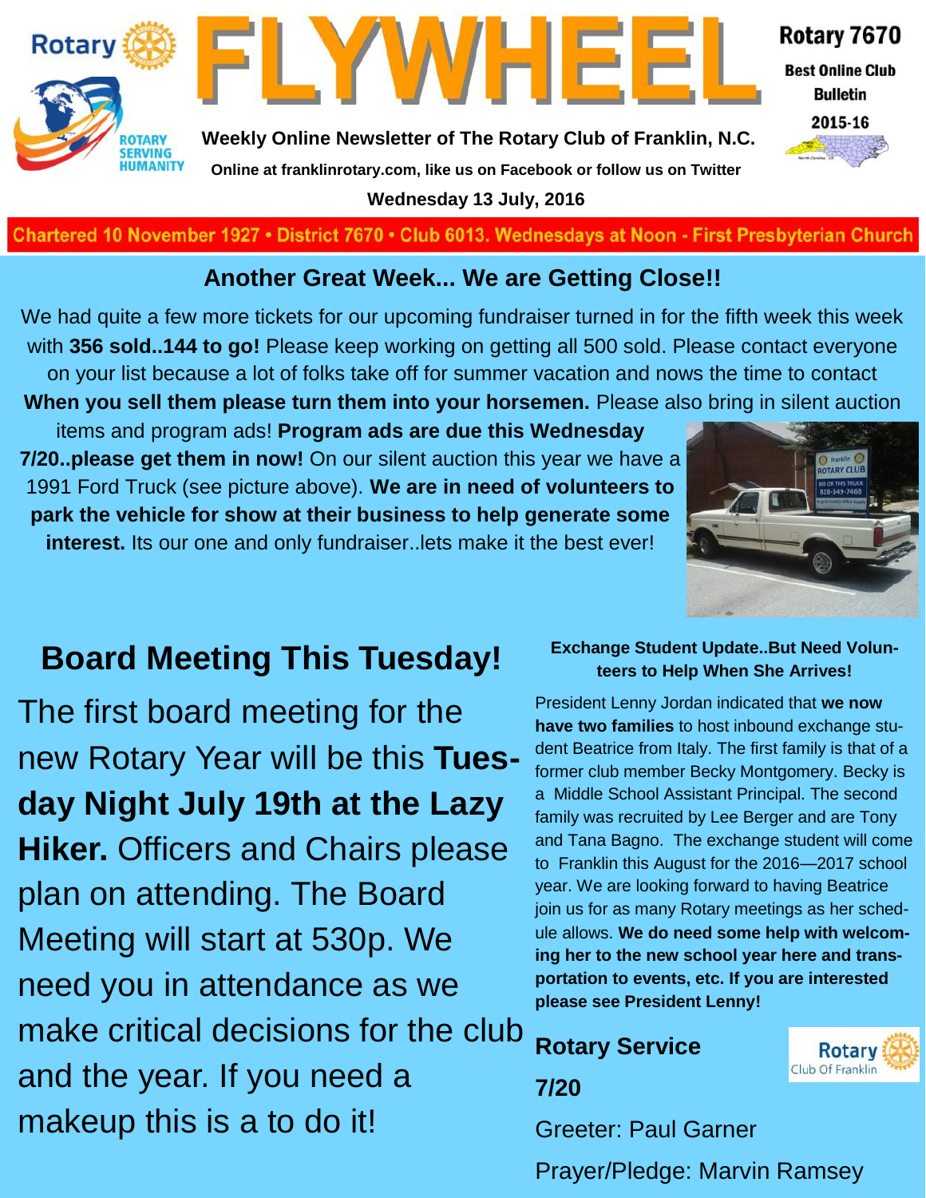Rotary

ROTARY SERVING HUMANITY

# FLYWHEEL

Rotary 7670

**Best Online Club Bulletin**

**2015-16**

**Weekly Online Newsletter of The Rotary Club of Franklin, N.C.**

**Online at franklinrotary.com, like us on Facebook or follow us on Twitter**

**Wednesday 13 July, 2016**

**Chartered 10 November 1927 • District 7670 • Club 6013. Wednesdays at Noon - First Presbyterian Church**

## Another Great Week... We are Getting Close!!

We had quite a few more tickets for our upcoming fundraiser turned in for the fifth week this week with **356 sold..144 to go!** Please keep working on getting all 500 sold. Please contact everyone on your list because a lot of folks take off for summer vacation and nows the time to contact **When you sell them please turn them into your horsemen.** Please also bring in silent auction items and program ads! **Program ads are due this Wednesday 7/20..please get them in now!** On our silent auction this year we have a 1991 Ford Truck (see picture above). **We are in need of volunteers to park the vehicle for show at their business to help generate some interest.** Its our one and only fundraiser..lets make it the best ever!

## Board Meeting This Tuesday!

The first board meeting for the new Rotary Year will be this **Tuesday Night July 19th at the Lazy Hiker.** Officers and Chairs please plan on attending. The Board Meeting will start at 530p. We need you in attendance as we make critical decisions for the club and the year. If you need a makeup this is a to do it!

### Exchange Student Update..But Need Volunteers to Help When She Arrives!

President Lenny Jordan indicated that **we now have two families** to host inbound exchange student Beatrice from Italy. The first family is that of a former club member Becky Montgomery. Becky is a Middle School Assistant Principal. The second family was recruited by Lee Berger and are Tony and Tana Bagno. The exchange student will come to Franklin this August for the 2016—2017 school year. We are looking forward to having Beatrice join us for as many Rotary meetings as her schedule allows. **We do need some help with welcoming her to the new school year here and transportation to events, etc. If you are interested please see President Lenny!**

### Rotary Service

Rotary Club Of Franklin

**7/20**

Greeter: Paul Garner

Prayer/Pledge: Marvin Ramsey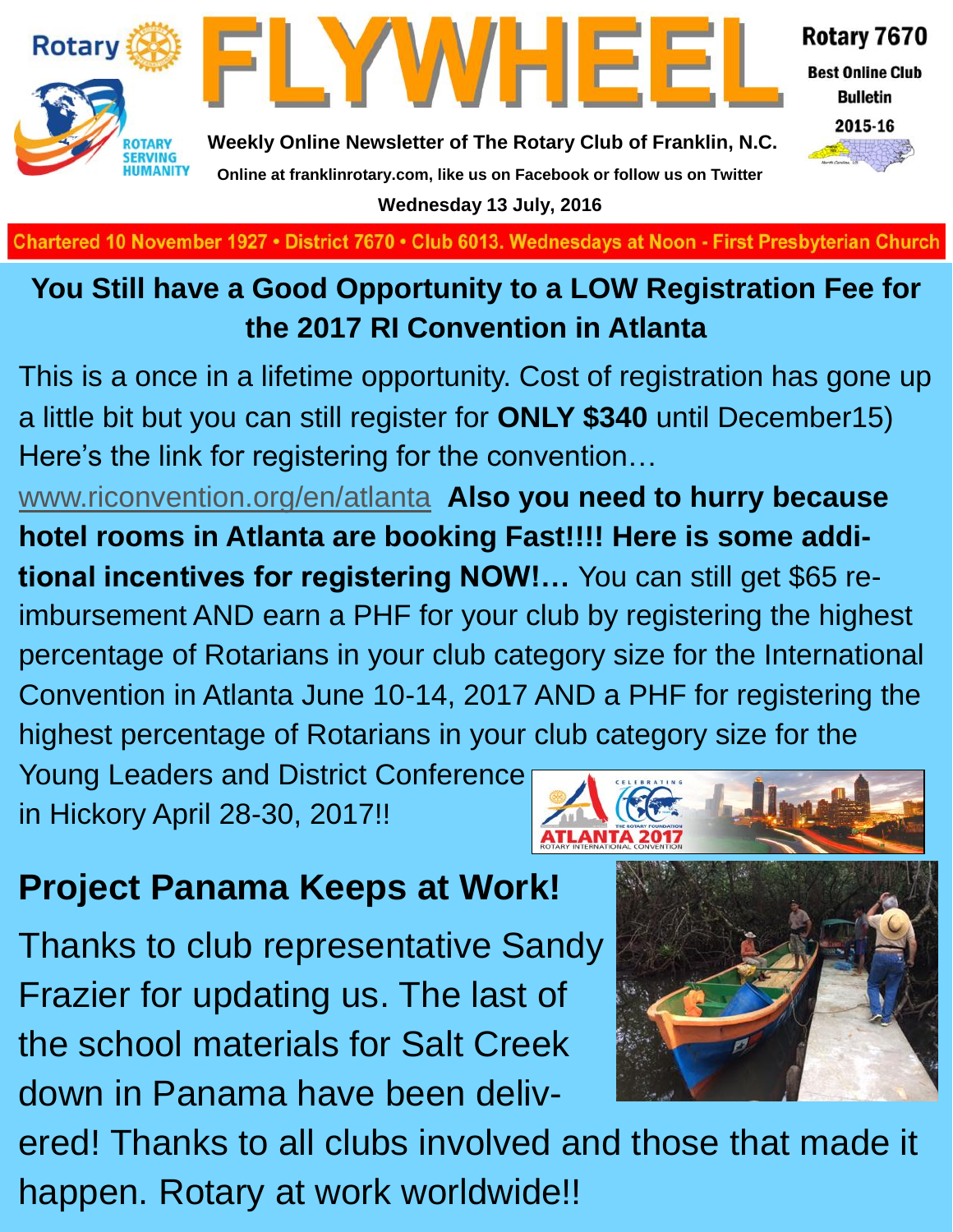# FLYWHEEL

Rotary 7670
**Best Online Club Bulletin**
2015-16

**Weekly Online Newsletter of The Rotary Club of Franklin, N.C.**

**Online at franklinrotary.com, like us on Facebook or follow us on Twitter**

**Wednesday 13 July, 2016**

Chartered 10 November 1927 • District 7670 • Club 6013. Wednesdays at Noon - First Presbyterian Church

## You Still have a Good Opportunity to a LOW Registration Fee for the 2017 RI Convention in Atlanta

This is a once in a lifetime opportunity. Cost of registration has gone up a little bit but you can still register for **ONLY $340** until December15) Here's the link for registering for the convention… www.riconvention.org/en/atlanta **Also you need to hurry because hotel rooms in Atlanta are booking Fast!!!! Here is some additional incentives for registering NOW!…** You can still get $65 reimbursement AND earn a PHF for your club by registering the highest percentage of Rotarians in your club category size for the International Convention in Atlanta June 10-14, 2017 AND a PHF for registering the highest percentage of Rotarians in your club category size for the Young Leaders and District Conference in Hickory April 28-30, 2017!!

## Project Panama Keeps at Work!

Thanks to club representative Sandy Frazier for updating us. The last of the school materials for Salt Creek down in Panama have been delivered! Thanks to all clubs involved and those that made it happen. Rotary at work worldwide!!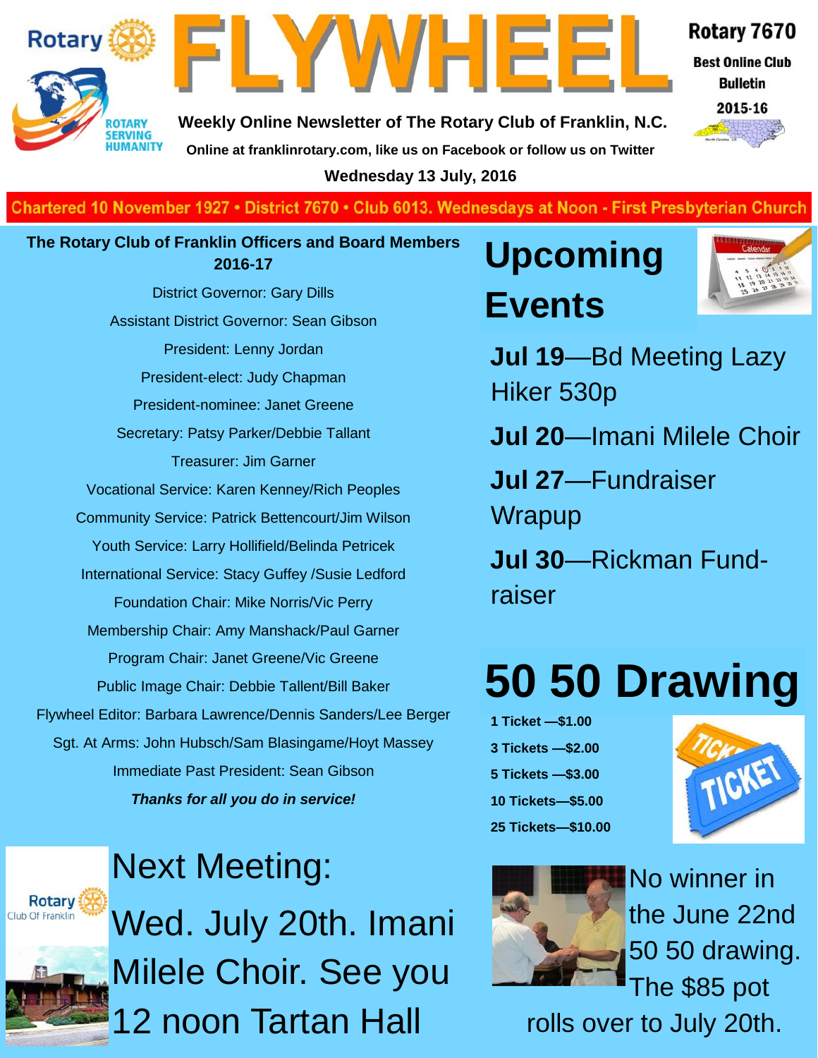# FLYWHEEL

Rotary 7670

Best Online Club Bulletin

2015-16

**Weekly Online Newsletter of The Rotary Club of Franklin, N.C.**

**Online at franklinrotary.com, like us on Facebook or follow us on Twitter**

**Wednesday 13 July, 2016**

Chartered 10 November 1927 • District 7670 • Club 6013. Wednesdays at Noon - First Presbyterian Church

**The Rotary Club of Franklin Officers and Board Members 2016-17**

District Governor: Gary Dills

Assistant District Governor: Sean Gibson

President: Lenny Jordan

President-elect: Judy Chapman

President-nominee: Janet Greene

Secretary: Patsy Parker/Debbie Tallant

Treasurer: Jim Garner

Vocational Service: Karen Kenney/Rich Peoples

Community Service: Patrick Bettencourt/Jim Wilson

Youth Service: Larry Hollifield/Belinda Petricek

International Service: Stacy Guffey /Susie Ledford

Foundation Chair: Mike Norris/Vic Perry

Membership Chair: Amy Manshack/Paul Garner

Program Chair: Janet Greene/Vic Greene

Public Image Chair: Debbie Tallent/Bill Baker

Flywheel Editor: Barbara Lawrence/Dennis Sanders/Lee Berger

Sgt. At Arms: John Hubsch/Sam Blasingame/Hoyt Massey

Immediate Past President: Sean Gibson

***Thanks for all you do in service!***

## Next Meeting:

Wed. July 20th. Imani Milele Choir. See you 12 noon Tartan Hall

## Upcoming Events

**Jul 19**—Bd Meeting Lazy Hiker 530p

**Jul 20**—Imani Milele Choir

**Jul 27**—Fundraiser Wrapup

**Jul 30**—Rickman Fund-raiser

## 50 50 Drawing

**1 Ticket —$1.00**

**3 Tickets —$2.00**

**5 Tickets —$3.00**

**10 Tickets—$5.00**

**25 Tickets—$10.00**

No winner in the June 22nd 50 50 drawing. The $85 pot rolls over to July 20th.